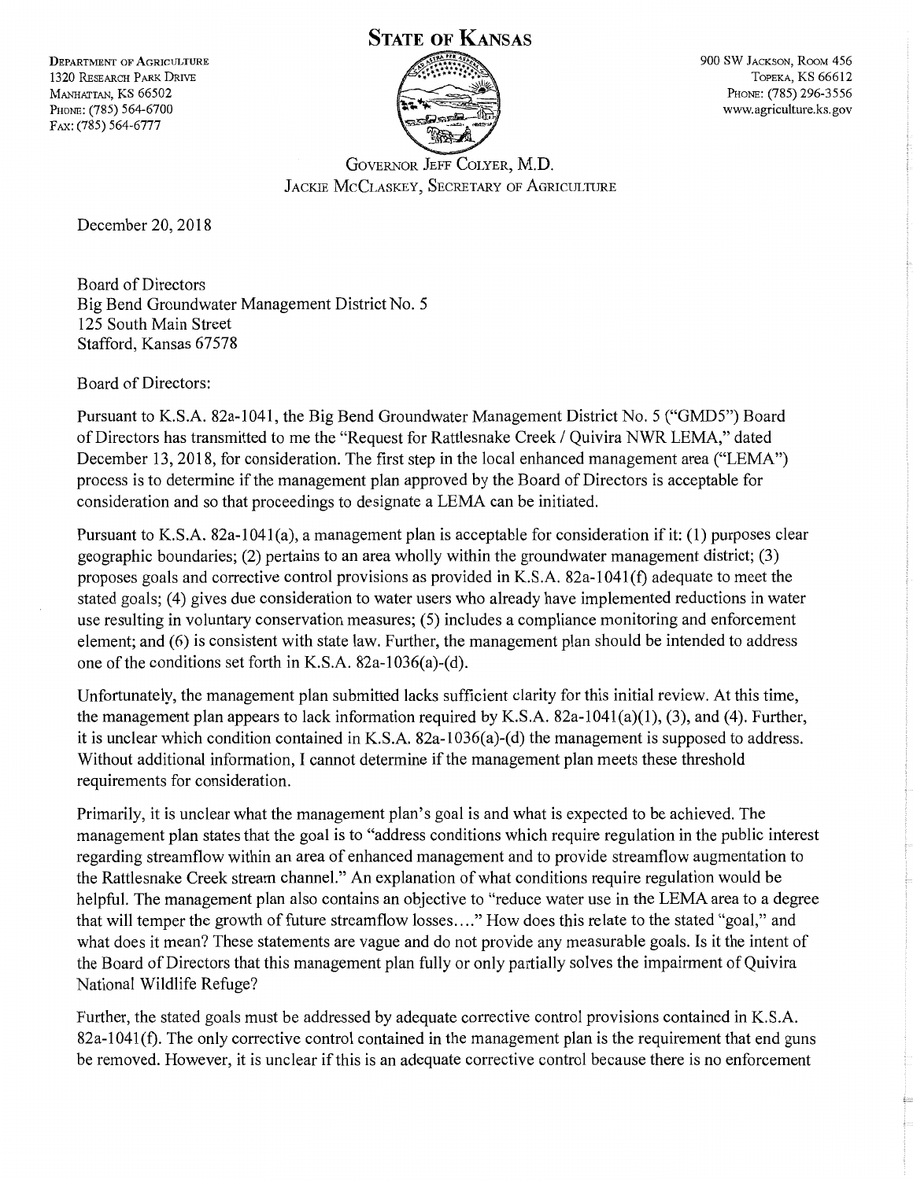# STATE OF KANSAS

DEPARTMENT OF AGRICULTURE
1320 RESEARCH PARK DRIVE
MANHATTAN, KS 66502
PHONE: (785) 564-6700
FAX: (785) 564-6777

900 SW JACKSON, ROOM 456
TOPEKA, KS 66612
PHONE: (785) 296-3556
www.agriculture.ks.gov

GOVERNOR JEFF COLYER, M.D.
JACKIE MCCLASKEY, SECRETARY OF AGRICULTURE

December 20, 2018

Board of Directors
Big Bend Groundwater Management District No. 5
125 South Main Street
Stafford, Kansas 67578

Board of Directors:

Pursuant to K.S.A. 82a-1041, the Big Bend Groundwater Management District No. 5 ("GMD5") Board of Directors has transmitted to me the "Request for Rattlesnake Creek / Quivira NWR LEMA," dated December 13, 2018, for consideration. The first step in the local enhanced management area ("LEMA") process is to determine if the management plan approved by the Board of Directors is acceptable for consideration and so that proceedings to designate a LEMA can be initiated.

Pursuant to K.S.A. 82a-1041(a), a management plan is acceptable for consideration if it: (1) purposes clear geographic boundaries; (2) pertains to an area wholly within the groundwater management district; (3) proposes goals and corrective control provisions as provided in K.S.A. 82a-1041(f) adequate to meet the stated goals; (4) gives due consideration to water users who already have implemented reductions in water use resulting in voluntary conservation measures; (5) includes a compliance monitoring and enforcement element; and (6) is consistent with state law. Further, the management plan should be intended to address one of the conditions set forth in K.S.A. 82a-1036(a)-(d).

Unfortunately, the management plan submitted lacks sufficient clarity for this initial review. At this time, the management plan appears to lack information required by K.S.A. 82a-1041(a)(1), (3), and (4). Further, it is unclear which condition contained in K.S.A. 82a-1036(a)-(d) the management is supposed to address. Without additional information, I cannot determine if the management plan meets these threshold requirements for consideration.

Primarily, it is unclear what the management plan's goal is and what is expected to be achieved. The management plan states that the goal is to "address conditions which require regulation in the public interest regarding streamflow within an area of enhanced management and to provide streamflow augmentation to the Rattlesnake Creek stream channel." An explanation of what conditions require regulation would be helpful. The management plan also contains an objective to "reduce water use in the LEMA area to a degree that will temper the growth of future streamflow losses...." How does this relate to the stated "goal," and what does it mean? These statements are vague and do not provide any measurable goals. Is it the intent of the Board of Directors that this management plan fully or only partially solves the impairment of Quivira National Wildlife Refuge?

Further, the stated goals must be addressed by adequate corrective control provisions contained in K.S.A. 82a-1041(f). The only corrective control contained in the management plan is the requirement that end guns be removed. However, it is unclear if this is an adequate corrective control because there is no enforcement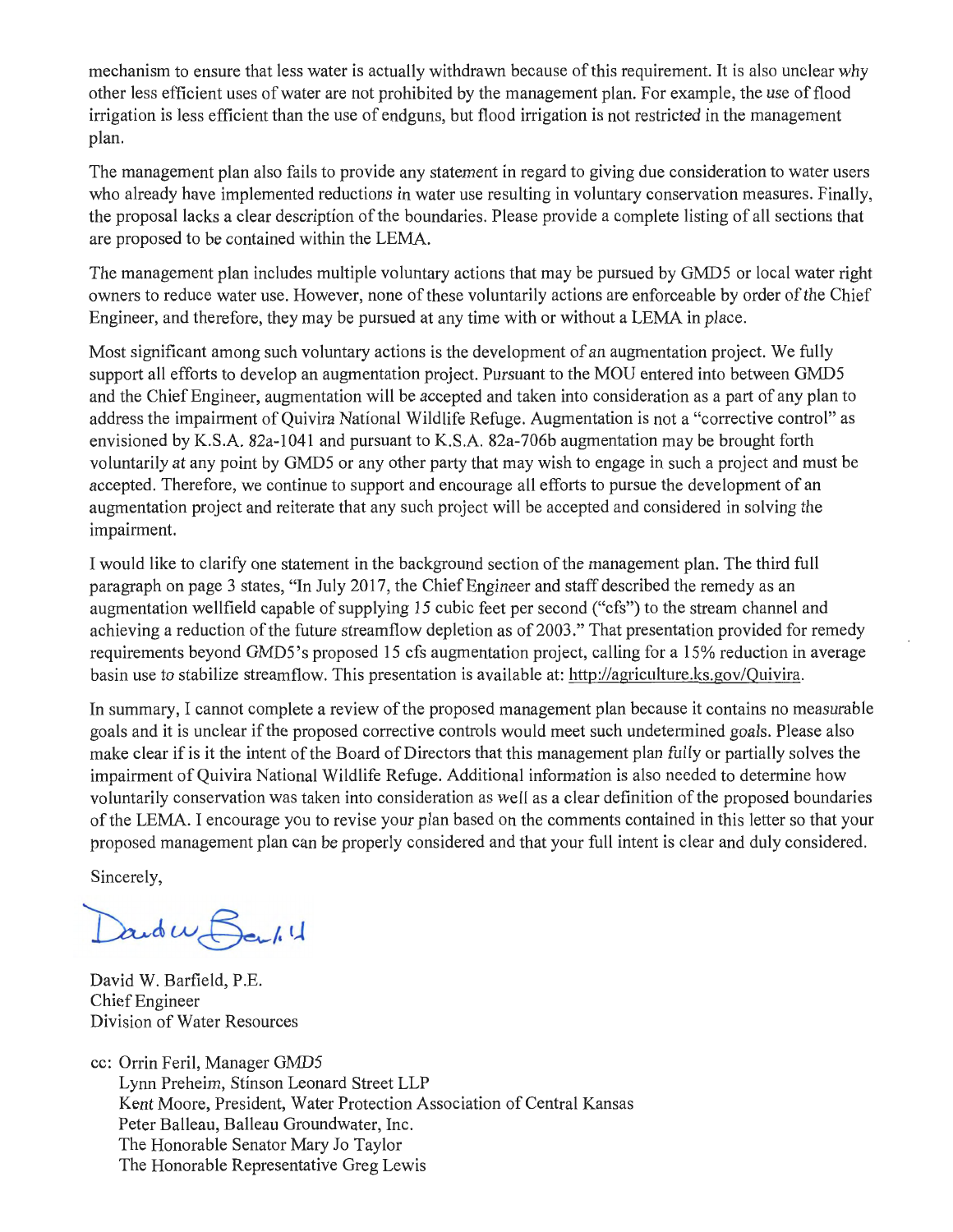mechanism to ensure that less water is actually withdrawn because of this requirement. It is also unclear why other less efficient uses of water are not prohibited by the management plan. For example, the use of flood irrigation is less efficient than the use of endguns, but flood irrigation is not restricted in the management plan.

The management plan also fails to provide any statement in regard to giving due consideration to water users who already have implemented reductions in water use resulting in voluntary conservation measures. Finally, the proposal lacks a clear description of the boundaries. Please provide a complete listing of all sections that are proposed to be contained within the LEMA.

The management plan includes multiple voluntary actions that may be pursued by GMD5 or local water right owners to reduce water use. However, none of these voluntarily actions are enforceable by order of the Chief Engineer, and therefore, they may be pursued at any time with or without a LEMA in place.

Most significant among such voluntary actions is the development of an augmentation project. We fully support all efforts to develop an augmentation project. Pursuant to the MOU entered into between GMD5 and the Chief Engineer, augmentation will be accepted and taken into consideration as a part of any plan to address the impairment of Quivira National Wildlife Refuge. Augmentation is not a "corrective control" as envisioned by K.S.A. 82a-1041 and pursuant to K.S.A. 82a-706b augmentation may be brought forth voluntarily at any point by GMD5 or any other party that may wish to engage in such a project and must be accepted. Therefore, we continue to support and encourage all efforts to pursue the development of an augmentation project and reiterate that any such project will be accepted and considered in solving the impairment.

I would like to clarify one statement in the background section of the management plan. The third full paragraph on page 3 states, "In July 2017, the Chief Engineer and staff described the remedy as an augmentation wellfield capable of supplying 15 cubic feet per second ("cfs") to the stream channel and achieving a reduction of the future streamflow depletion as of 2003." That presentation provided for remedy requirements beyond GMD5's proposed 15 cfs augmentation project, calling for a 15% reduction in average basin use to stabilize streamflow. This presentation is available at: http://agriculture.ks.gov/Quivira.

In summary, I cannot complete a review of the proposed management plan because it contains no measurable goals and it is unclear if the proposed corrective controls would meet such undetermined goals. Please also make clear if is it the intent of the Board of Directors that this management plan fully or partially solves the impairment of Quivira National Wildlife Refuge. Additional information is also needed to determine how voluntarily conservation was taken into consideration as well as a clear definition of the proposed boundaries of the LEMA. I encourage you to revise your plan based on the comments contained in this letter so that your proposed management plan can be properly considered and that your full intent is clear and duly considered.

Sincerely,

David W. Barfield

David W. Barfield, P.E.
Chief Engineer
Division of Water Resources

cc: Orrin Feril, Manager GMD5
Lynn Preheim, Stinson Leonard Street LLP
Kent Moore, President, Water Protection Association of Central Kansas
Peter Balleau, Balleau Groundwater, Inc.
The Honorable Senator Mary Jo Taylor
The Honorable Representative Greg Lewis